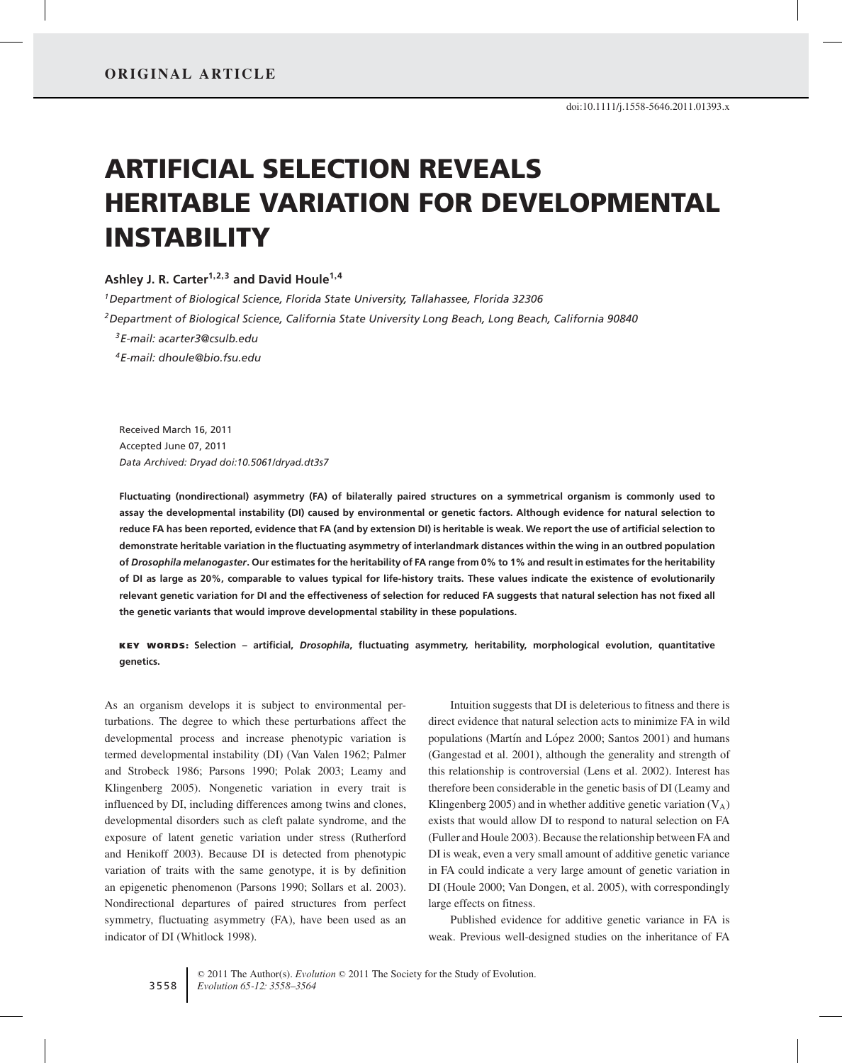ORIGINAL ARTICLE

doi:10.1111/j.1558-5646.2011.01393.x

# ARTIFICIAL SELECTION REVEALS HERITABLE VARIATION FOR DEVELOPMENTAL INSTABILITY

**Ashley J. R. Carter[1,2,3] and David Houle[1,4]**

[1]*Department of Biological Science, Florida State University, Tallahassee, Florida 32306*

[2]*Department of Biological Science, California State University Long Beach, Long Beach, California 90840*

[3]*E-mail: acarter3@csulb.edu*

[4]*E-mail: dhoule@bio.fsu.edu*

Received March 16, 2011
Accepted June 07, 2011
*Data Archived: Dryad doi:10.5061/dryad.dt3s7*

**Fluctuating (nondirectional) asymmetry (FA) of bilaterally paired structures on a symmetrical organism is commonly used to assay the developmental instability (DI) caused by environmental or genetic factors. Although evidence for natural selection to reduce FA has been reported, evidence that FA (and by extension DI) is heritable is weak. We report the use of artificial selection to demonstrate heritable variation in the fluctuating asymmetry of interlandmark distances within the wing in an outbred population of *Drosophila melanogaster*. Our estimates for the heritability of FA range from 0% to 1% and result in estimates for the heritability of DI as large as 20%, comparable to values typical for life-history traits. These values indicate the existence of evolutionarily relevant genetic variation for DI and the effectiveness of selection for reduced FA suggests that natural selection has not fixed all the genetic variants that would improve developmental stability in these populations.**

**KEY WORDS: Selection – artificial, *Drosophila*, fluctuating asymmetry, heritability, morphological evolution, quantitative genetics.**

As an organism develops it is subject to environmental perturbations. The degree to which these perturbations affect the developmental process and increase phenotypic variation is termed developmental instability (DI) (Van Valen 1962; Palmer and Strobeck 1986; Parsons 1990; Polak 2003; Leamy and Klingenberg 2005). Nongenetic variation in every trait is influenced by DI, including differences among twins and clones, developmental disorders such as cleft palate syndrome, and the exposure of latent genetic variation under stress (Rutherford and Henikoff 2003). Because DI is detected from phenotypic variation of traits with the same genotype, it is by definition an epigenetic phenomenon (Parsons 1990; Sollars et al. 2003). Nondirectional departures of paired structures from perfect symmetry, fluctuating asymmetry (FA), have been used as an indicator of DI (Whitlock 1998).

Intuition suggests that DI is deleterious to fitness and there is direct evidence that natural selection acts to minimize FA in wild populations (Martín and López 2000; Santos 2001) and humans (Gangestad et al. 2001), although the generality and strength of this relationship is controversial (Lens et al. 2002). Interest has therefore been considerable in the genetic basis of DI (Leamy and Klingenberg 2005) and in whether additive genetic variation ($V_A$) exists that would allow DI to respond to natural selection on FA (Fuller and Houle 2003). Because the relationship between FA and DI is weak, even a very small amount of additive genetic variance in FA could indicate a very large amount of genetic variation in DI (Houle 2000; Van Dongen, et al. 2005), with correspondingly large effects on fitness.

Published evidence for additive genetic variance in FA is weak. Previous well-designed studies on the inheritance of FA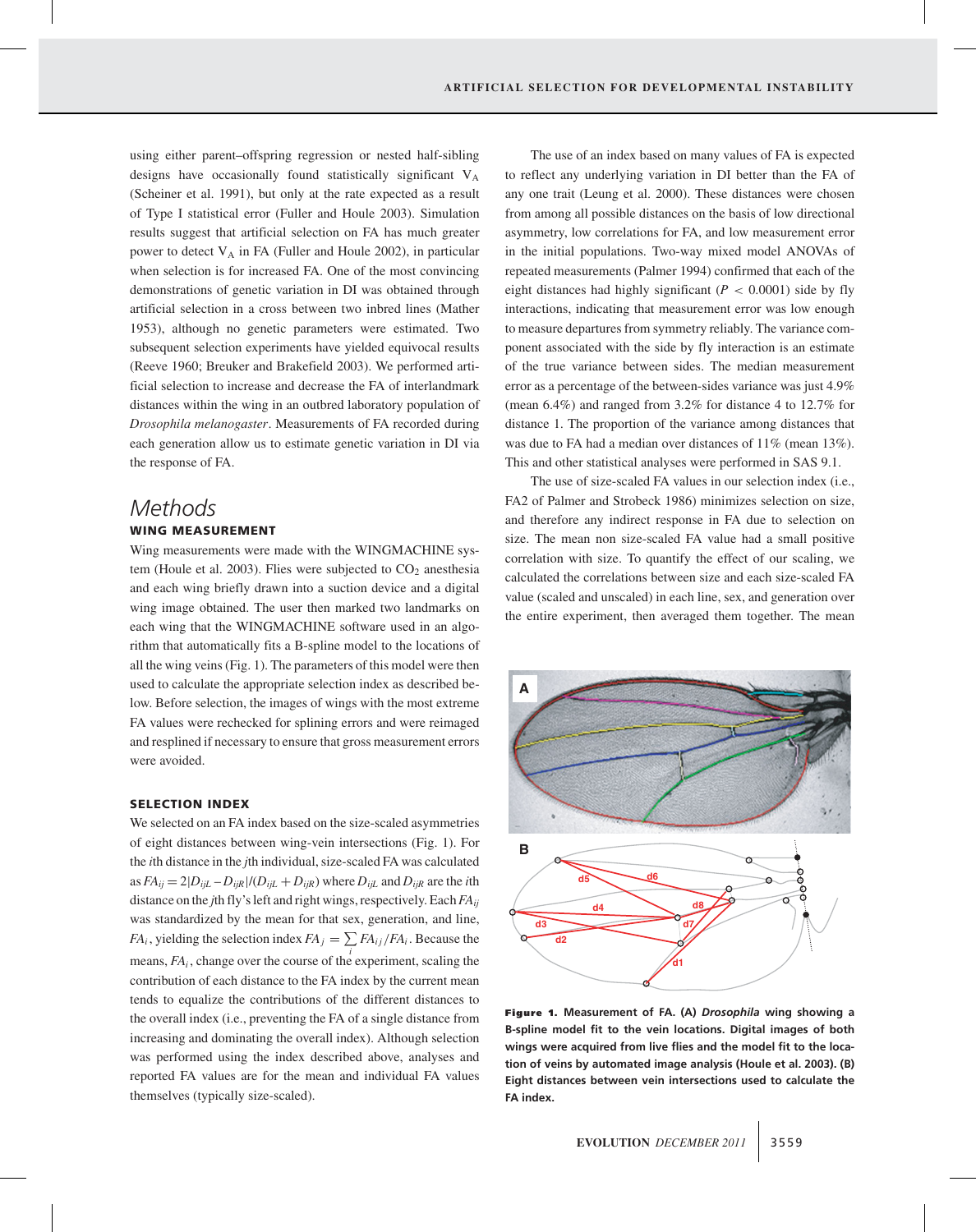using either parent–offspring regression or nested half-sibling designs have occasionally found statistically significant $V_A$ (Scheiner et al. 1991), but only at the rate expected as a result of Type I statistical error (Fuller and Houle 2003). Simulation results suggest that artificial selection on FA has much greater power to detect $V_A$ in FA (Fuller and Houle 2002), in particular when selection is for increased FA. One of the most convincing demonstrations of genetic variation in DI was obtained through artificial selection in a cross between two inbred lines (Mather 1953), although no genetic parameters were estimated. Two subsequent selection experiments have yielded equivocal results (Reeve 1960; Breuker and Brakefield 2003). We performed artificial selection to increase and decrease the FA of interlandmark distances within the wing in an outbred laboratory population of *Drosophila melanogaster*. Measurements of FA recorded during each generation allow us to estimate genetic variation in DI via the response of FA.

# Methods

## WING MEASUREMENT

Wing measurements were made with the WINGMACHINE system (Houle et al. 2003). Flies were subjected to $CO_2$ anesthesia and each wing briefly drawn into a suction device and a digital wing image obtained. The user then marked two landmarks on each wing that the WINGMACHINE software used in an algorithm that automatically fits a B-spline model to the locations of all the wing veins (Fig. 1). The parameters of this model were then used to calculate the appropriate selection index as described below. Before selection, the images of wings with the most extreme FA values were rechecked for splining errors and were reimaged and resplined if necessary to ensure that gross measurement errors were avoided.

## SELECTION INDEX

We selected on an FA index based on the size-scaled asymmetries of eight distances between wing-vein intersections (Fig. 1). For the $i$th distance in the $j$th individual, size-scaled FA was calculated as $FA_{ij} = 2|D_{ijL} - D_{ijR}|/(D_{ijL} + D_{ijR})$ where $D_{ijL}$ and $D_{ijR}$ are the $i$th distance on the $j$th fly's left and right wings, respectively. Each $FA_{ij}$ was standardized by the mean for that sex, generation, and line, $FA_i$, yielding the selection index $FA_j = \sum_i FA_{ij}/FA_i$. Because the means, $FA_i$, change over the course of the experiment, scaling the contribution of each distance to the FA index by the current mean tends to equalize the contributions of the different distances to the overall index (i.e., preventing the FA of a single distance from increasing and dominating the overall index). Although selection was performed using the index described above, analyses and reported FA values are for the mean and individual FA values themselves (typically size-scaled).

The use of an index based on many values of FA is expected to reflect any underlying variation in DI better than the FA of any one trait (Leung et al. 2000). These distances were chosen from among all possible distances on the basis of low directional asymmetry, low correlations for FA, and low measurement error in the initial populations. Two-way mixed model ANOVAs of repeated measurements (Palmer 1994) confirmed that each of the eight distances had highly significant ($P < 0.0001$) side by fly interactions, indicating that measurement error was low enough to measure departures from symmetry reliably. The variance component associated with the side by fly interaction is an estimate of the true variance between sides. The median measurement error as a percentage of the between-sides variance was just 4.9% (mean 6.4%) and ranged from 3.2% for distance 4 to 12.7% for distance 1. The proportion of the variance among distances that was due to FA had a median over distances of 11% (mean 13%). This and other statistical analyses were performed in SAS 9.1.

The use of size-scaled FA values in our selection index (i.e., FA2 of Palmer and Strobeck 1986) minimizes selection on size, and therefore any indirect response in FA due to selection on size. The mean non size-scaled FA value had a small positive correlation with size. To quantify the effect of our scaling, we calculated the correlations between size and each size-scaled FA value (scaled and unscaled) in each line, sex, and generation over the entire experiment, then averaged them together. The mean

**Figure 1.** Measurement of FA. (A) *Drosophila* wing showing a B-spline model fit to the vein locations. Digital images of both wings were acquired from live flies and the model fit to the location of veins by automated image analysis (Houle et al. 2003). (B) Eight distances between vein intersections used to calculate the FA index.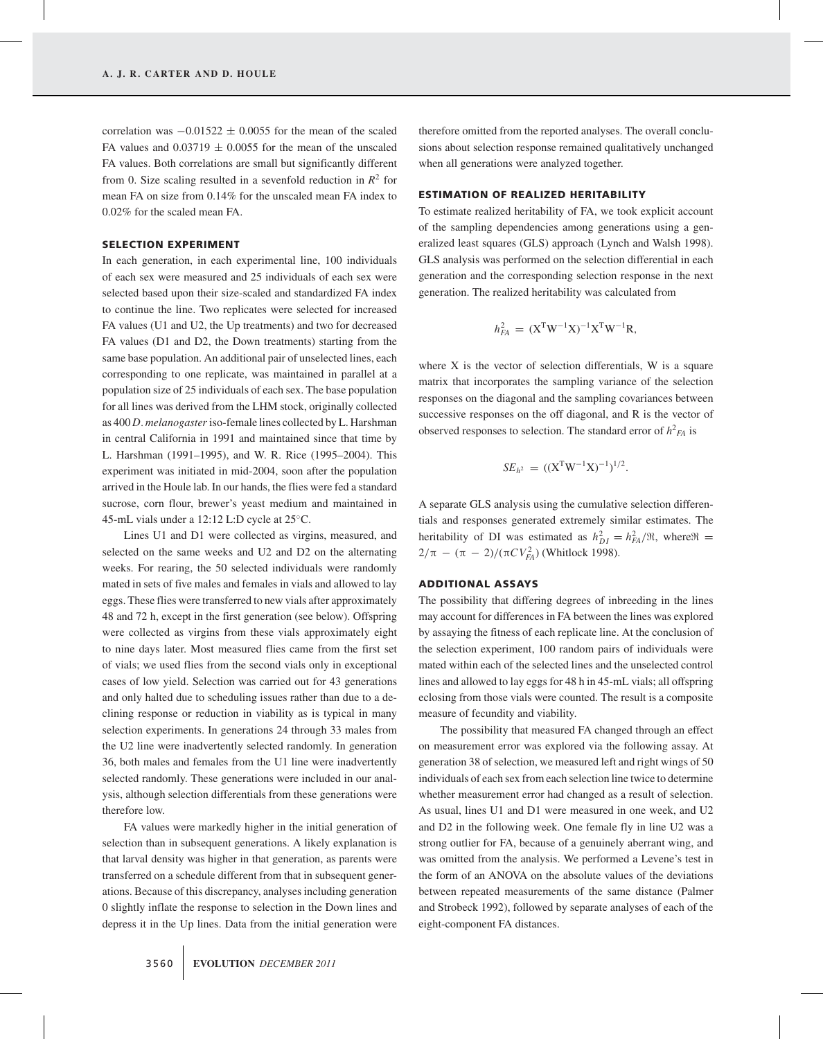correlation was $-0.01522 \pm 0.0055$ for the mean of the scaled FA values and $0.03719 \pm 0.0055$ for the mean of the unscaled FA values. Both correlations are small but significantly different from 0. Size scaling resulted in a sevenfold reduction in $R^2$ for mean FA on size from 0.14% for the unscaled mean FA index to 0.02% for the scaled mean FA.

### SELECTION EXPERIMENT

In each generation, in each experimental line, 100 individuals of each sex were measured and 25 individuals of each sex were selected based upon their size-scaled and standardized FA index to continue the line. Two replicates were selected for increased FA values (U1 and U2, the Up treatments) and two for decreased FA values (D1 and D2, the Down treatments) starting from the same base population. An additional pair of unselected lines, each corresponding to one replicate, was maintained in parallel at a population size of 25 individuals of each sex. The base population for all lines was derived from the LHM stock, originally collected as 400 *D. melanogaster* iso-female lines collected by L. Harshman in central California in 1991 and maintained since that time by L. Harshman (1991–1995), and W. R. Rice (1995–2004). This experiment was initiated in mid-2004, soon after the population arrived in the Houle lab. In our hands, the flies were fed a standard sucrose, corn flour, brewer's yeast medium and maintained in 45-mL vials under a 12:12 L:D cycle at 25°C.

Lines U1 and D1 were collected as virgins, measured, and selected on the same weeks and U2 and D2 on the alternating weeks. For rearing, the 50 selected individuals were randomly mated in sets of five males and females in vials and allowed to lay eggs. These flies were transferred to new vials after approximately 48 and 72 h, except in the first generation (see below). Offspring were collected as virgins from these vials approximately eight to nine days later. Most measured flies came from the first set of vials; we used flies from the second vials only in exceptional cases of low yield. Selection was carried out for 43 generations and only halted due to scheduling issues rather than due to a declining response or reduction in viability as is typical in many selection experiments. In generations 24 through 33 males from the U2 line were inadvertently selected randomly. In generation 36, both males and females from the U1 line were inadvertently selected randomly. These generations were included in our analysis, although selection differentials from these generations were therefore low.

FA values were markedly higher in the initial generation of selection than in subsequent generations. A likely explanation is that larval density was higher in that generation, as parents were transferred on a schedule different from that in subsequent generations. Because of this discrepancy, analyses including generation 0 slightly inflate the response to selection in the Down lines and depress it in the Up lines. Data from the initial generation were therefore omitted from the reported analyses. The overall conclusions about selection response remained qualitatively unchanged when all generations were analyzed together.

### ESTIMATION OF REALIZED HERITABILITY

To estimate realized heritability of FA, we took explicit account of the sampling dependencies among generations using a generalized least squares (GLS) approach (Lynch and Walsh 1998). GLS analysis was performed on the selection differential in each generation and the corresponding selection response in the next generation. The realized heritability was calculated from

$$h^2_{FA} = (X^T W^{-1} X)^{-1} X^T W^{-1} R,$$

where X is the vector of selection differentials, W is a square matrix that incorporates the sampling variance of the selection responses on the diagonal and the sampling covariances between successive responses on the off diagonal, and R is the vector of observed responses to selection. The standard error of $h^2{}_{FA}$ is

$$SE_{h^2} = ((X^T W^{-1} X)^{-1})^{1/2}.$$

A separate GLS analysis using the cumulative selection differentials and responses generated extremely similar estimates. The heritability of DI was estimated as $h^2_{DI} = h^2_{FA}/\Re$, where $\Re = 2/\pi - (\pi - 2)/(\pi CV^2_{FA})$ (Whitlock 1998).

### ADDITIONAL ASSAYS

The possibility that differing degrees of inbreeding in the lines may account for differences in FA between the lines was explored by assaying the fitness of each replicate line. At the conclusion of the selection experiment, 100 random pairs of individuals were mated within each of the selected lines and the unselected control lines and allowed to lay eggs for 48 h in 45-mL vials; all offspring eclosing from those vials were counted. The result is a composite measure of fecundity and viability.

The possibility that measured FA changed through an effect on measurement error was explored via the following assay. At generation 38 of selection, we measured left and right wings of 50 individuals of each sex from each selection line twice to determine whether measurement error had changed as a result of selection. As usual, lines U1 and D1 were measured in one week, and U2 and D2 in the following week. One female fly in line U2 was a strong outlier for FA, because of a genuinely aberrant wing, and was omitted from the analysis. We performed a Levene's test in the form of an ANOVA on the absolute values of the deviations between repeated measurements of the same distance (Palmer and Strobeck 1992), followed by separate analyses of each of the eight-component FA distances.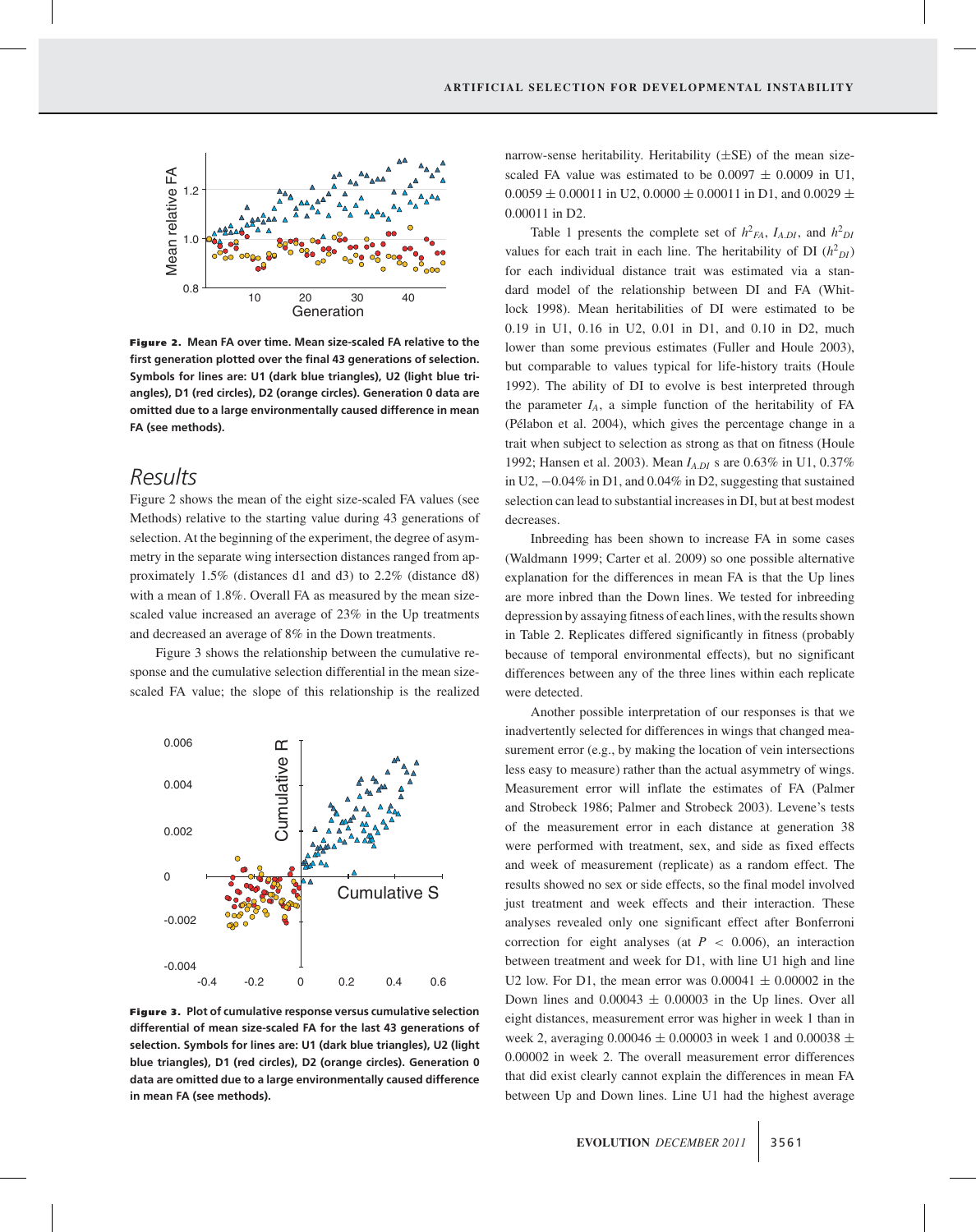**Figure 2.** Mean FA over time. Mean size-scaled FA relative to the first generation plotted over the final 43 generations of selection. Symbols for lines are: U1 (dark blue triangles), U2 (light blue triangles), D1 (red circles), D2 (orange circles). Generation 0 data are omitted due to a large environmentally caused difference in mean FA (see methods).

## Results

Figure 2 shows the mean of the eight size-scaled FA values (see Methods) relative to the starting value during 43 generations of selection. At the beginning of the experiment, the degree of asymmetry in the separate wing intersection distances ranged from approximately 1.5% (distances d1 and d3) to 2.2% (distance d8) with a mean of 1.8%. Overall FA as measured by the mean size-scaled value increased an average of 23% in the Up treatments and decreased an average of 8% in the Down treatments.

Figure 3 shows the relationship between the cumulative response and the cumulative selection differential in the mean size-scaled FA value; the slope of this relationship is the realized narrow-sense heritability. Heritability (±SE) of the mean size-scaled FA value was estimated to be 0.0097 ± 0.0009 in U1, 0.0059 ± 0.00011 in U2, 0.0000 ± 0.00011 in D1, and 0.0029 ± 0.00011 in D2.

**Figure 3.** Plot of cumulative response versus cumulative selection differential of mean size-scaled FA for the last 43 generations of selection. Symbols for lines are: U1 (dark blue triangles), U2 (light blue triangles), D1 (red circles), D2 (orange circles). Generation 0 data are omitted due to a large environmentally caused difference in mean FA (see methods).

Table 1 presents the complete set of $h^2_{FA}$, $I_{A.DI}$, and $h^2_{DI}$ values for each trait in each line. The heritability of DI ($h^2_{DI}$) for each individual distance trait was estimated via a standard model of the relationship between DI and FA (Whitlock 1998). Mean heritabilities of DI were estimated to be 0.19 in U1, 0.16 in U2, 0.01 in D1, and 0.10 in D2, much lower than some previous estimates (Fuller and Houle 2003), but comparable to values typical for life-history traits (Houle 1992). The ability of DI to evolve is best interpreted through the parameter $I_A$, a simple function of the heritability of FA (Pélabon et al. 2004), which gives the percentage change in a trait when subject to selection as strong as that on fitness (Houle 1992; Hansen et al. 2003). Mean $I_{A.DI}$ s are 0.63% in U1, 0.37% in U2, −0.04% in D1, and 0.04% in D2, suggesting that sustained selection can lead to substantial increases in DI, but at best modest decreases.

Inbreeding has been shown to increase FA in some cases (Waldmann 1999; Carter et al. 2009) so one possible alternative explanation for the differences in mean FA is that the Up lines are more inbred than the Down lines. We tested for inbreeding depression by assaying fitness of each lines, with the results shown in Table 2. Replicates differed significantly in fitness (probably because of temporal environmental effects), but no significant differences between any of the three lines within each replicate were detected.

Another possible interpretation of our responses is that we inadvertently selected for differences in wings that changed measurement error (e.g., by making the location of vein intersections less easy to measure) rather than the actual asymmetry of wings. Measurement error will inflate the estimates of FA (Palmer and Strobeck 1986; Palmer and Strobeck 2003). Levene's tests of the measurement error in each distance at generation 38 were performed with treatment, sex, and side as fixed effects and week of measurement (replicate) as a random effect. The results showed no sex or side effects, so the final model involved just treatment and week effects and their interaction. These analyses revealed only one significant effect after Bonferroni correction for eight analyses (at $P < 0.006$), an interaction between treatment and week for D1, with line U1 high and line U2 low. For D1, the mean error was 0.00041 ± 0.00002 in the Down lines and 0.00043 ± 0.00003 in the Up lines. Over all eight distances, measurement error was higher in week 1 than in week 2, averaging 0.00046 ± 0.00003 in week 1 and 0.00038 ± 0.00002 in week 2. The overall measurement error differences that did exist clearly cannot explain the differences in mean FA between Up and Down lines. Line U1 had the highest average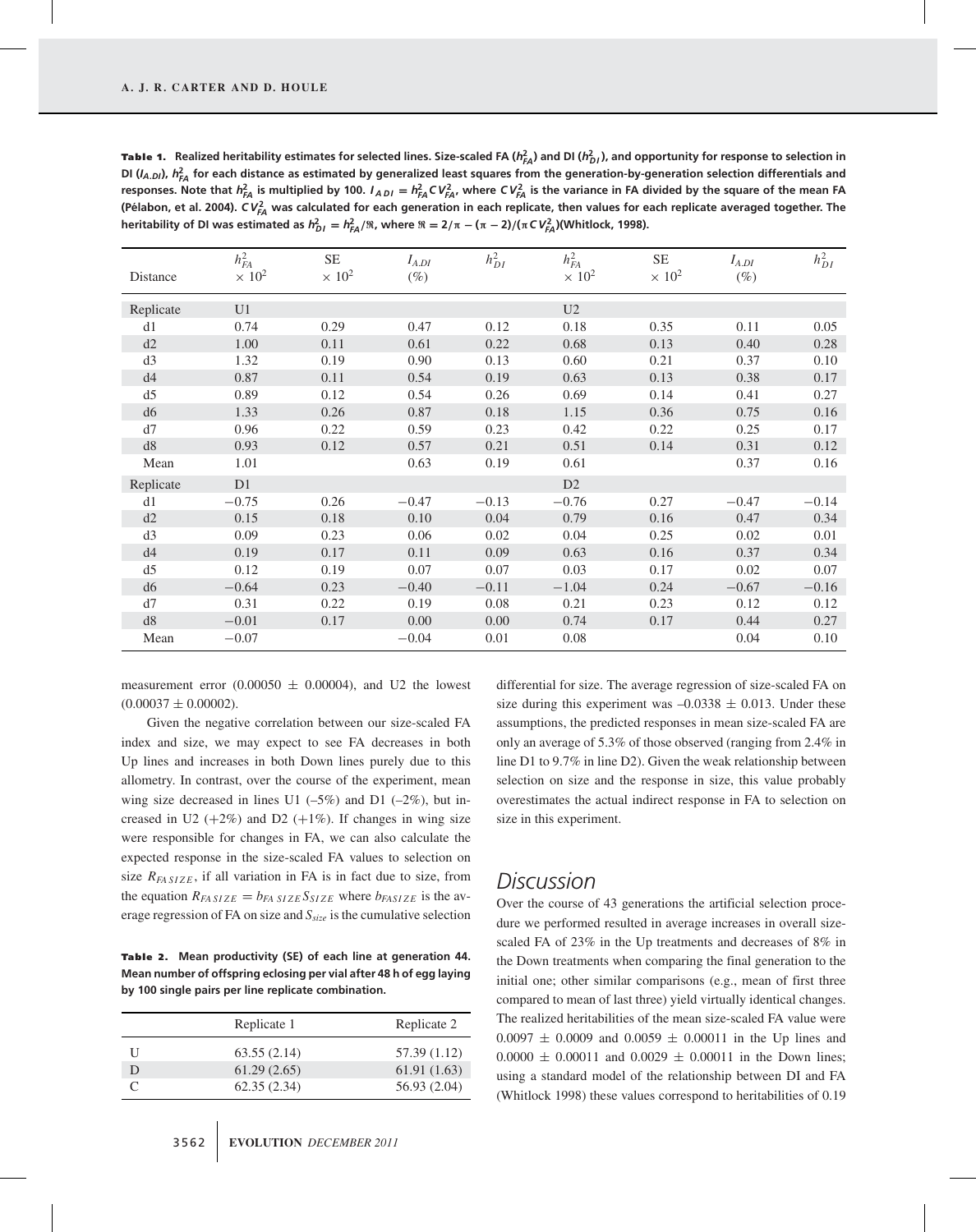**Table 1.** Realized heritability estimates for selected lines. Size-scaled FA ($h^2_{FA}$) and DI ($h^2_{DI}$), and opportunity for response to selection in DI ($I_{A.DI}$), $h^2_{FA}$ for each distance as estimated by generalized least squares from the generation-by-generation selection differentials and responses. Note that $h^2_{FA}$ is multiplied by 100. $I_{A\,DI} = h^2_{FA} CV^2_{FA}$, where $CV^2_{FA}$ is the variance in FA divided by the square of the mean FA (Pélabon, et al. 2004). $CV^2_{FA}$ was calculated for each generation in each replicate, then values for each replicate averaged together. The heritability of DI was estimated as $h^2_{DI} = h^2_{FA}/\Re$, where $\Re = 2/\pi - (\pi - 2)/(\pi CV^2_{FA})$(Whitlock, 1998).

| Distance | $h^2_{FA}$ $\times 10^2$ | SE $\times 10^2$ | $I_{A.DI}$ (%) | $h^2_{DI}$ | $h^2_{FA}$ $\times 10^2$ | SE $\times 10^2$ | $I_{A.DI}$ (%) | $h^2_{DI}$ |
|---|---|---|---|---|---|---|---|---|
| Replicate | U1 | | | | U2 | | | |
| d1 | 0.74 | 0.29 | 0.47 | 0.12 | 0.18 | 0.35 | 0.11 | 0.05 |
| d2 | 1.00 | 0.11 | 0.61 | 0.22 | 0.68 | 0.13 | 0.40 | 0.28 |
| d3 | 1.32 | 0.19 | 0.90 | 0.13 | 0.60 | 0.21 | 0.37 | 0.10 |
| d4 | 0.87 | 0.11 | 0.54 | 0.19 | 0.63 | 0.13 | 0.38 | 0.17 |
| d5 | 0.89 | 0.12 | 0.54 | 0.26 | 0.69 | 0.14 | 0.41 | 0.27 |
| d6 | 1.33 | 0.26 | 0.87 | 0.18 | 1.15 | 0.36 | 0.75 | 0.16 |
| d7 | 0.96 | 0.22 | 0.59 | 0.23 | 0.42 | 0.22 | 0.25 | 0.17 |
| d8 | 0.93 | 0.12 | 0.57 | 0.21 | 0.51 | 0.14 | 0.31 | 0.12 |
| Mean | 1.01 | | 0.63 | 0.19 | 0.61 | | 0.37 | 0.16 |
| Replicate | D1 | | | | D2 | | | |
| d1 | −0.75 | 0.26 | −0.47 | −0.13 | −0.76 | 0.27 | −0.47 | −0.14 |
| d2 | 0.15 | 0.18 | 0.10 | 0.04 | 0.79 | 0.16 | 0.47 | 0.34 |
| d3 | 0.09 | 0.23 | 0.06 | 0.02 | 0.04 | 0.25 | 0.02 | 0.01 |
| d4 | 0.19 | 0.17 | 0.11 | 0.09 | 0.63 | 0.16 | 0.37 | 0.34 |
| d5 | 0.12 | 0.19 | 0.07 | 0.07 | 0.03 | 0.17 | 0.02 | 0.07 |
| d6 | −0.64 | 0.23 | −0.40 | −0.11 | −1.04 | 0.24 | −0.67 | −0.16 |
| d7 | 0.31 | 0.22 | 0.19 | 0.08 | 0.21 | 0.23 | 0.12 | 0.12 |
| d8 | −0.01 | 0.17 | 0.00 | 0.00 | 0.74 | 0.17 | 0.44 | 0.27 |
| Mean | −0.07 | | −0.04 | 0.01 | 0.08 | | 0.04 | 0.10 |

measurement error (0.00050 ± 0.00004), and U2 the lowest (0.00037 ± 0.00002).

Given the negative correlation between our size-scaled FA index and size, we may expect to see FA decreases in both Up lines and increases in both Down lines purely due to this allometry. In contrast, over the course of the experiment, mean wing size decreased in lines U1 (–5%) and D1 (–2%), but increased in U2 (+2%) and D2 (+1%). If changes in wing size were responsible for changes in FA, we can also calculate the expected response in the size-scaled FA values to selection on size $R_{FA\,SIZE}$, if all variation in FA is in fact due to size, from the equation $R_{FA\,SIZE} = b_{FA\,SIZE} S_{SIZE}$ where $b_{FASIZE}$ is the average regression of FA on size and $S_{size}$ is the cumulative selection differential for size. The average regression of size-scaled FA on size during this experiment was –0.0338 ± 0.013. Under these assumptions, the predicted responses in mean size-scaled FA are only an average of 5.3% of those observed (ranging from 2.4% in line D1 to 9.7% in line D2). Given the weak relationship between selection on size and the response in size, this value probably overestimates the actual indirect response in FA to selection on size in this experiment.

**Table 2.** Mean productivity (SE) of each line at generation 44. Mean number of offspring eclosing per vial after 48 h of egg laying by 100 single pairs per line replicate combination.

| | Replicate 1 | Replicate 2 |
|---|---|---|
| U | 63.55 (2.14) | 57.39 (1.12) |
| D | 61.29 (2.65) | 61.91 (1.63) |
| C | 62.35 (2.34) | 56.93 (2.04) |

# Discussion

Over the course of 43 generations the artificial selection procedure we performed resulted in average increases in overall size-scaled FA of 23% in the Up treatments and decreases of 8% in the Down treatments when comparing the final generation to the initial one; other similar comparisons (e.g., mean of first three compared to mean of last three) yield virtually identical changes. The realized heritabilities of the mean size-scaled FA value were 0.0097 ± 0.0009 and 0.0059 ± 0.00011 in the Up lines and 0.0000 ± 0.00011 and 0.0029 ± 0.00011 in the Down lines; using a standard model of the relationship between DI and FA (Whitlock 1998) these values correspond to heritabilities of 0.19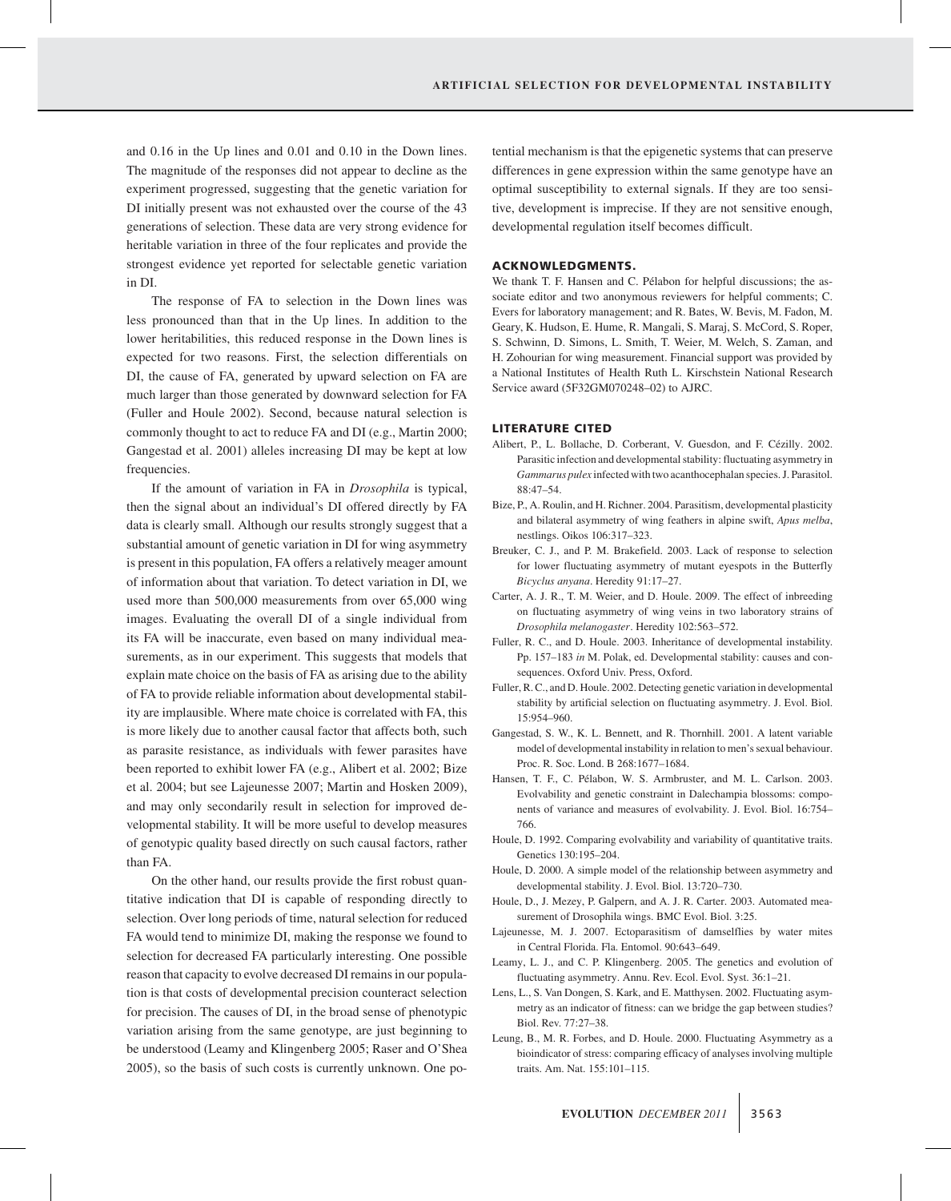and 0.16 in the Up lines and 0.01 and 0.10 in the Down lines. The magnitude of the responses did not appear to decline as the experiment progressed, suggesting that the genetic variation for DI initially present was not exhausted over the course of the 43 generations of selection. These data are very strong evidence for heritable variation in three of the four replicates and provide the strongest evidence yet reported for selectable genetic variation in DI.

The response of FA to selection in the Down lines was less pronounced than that in the Up lines. In addition to the lower heritabilities, this reduced response in the Down lines is expected for two reasons. First, the selection differentials on DI, the cause of FA, generated by upward selection on FA are much larger than those generated by downward selection for FA (Fuller and Houle 2002). Second, because natural selection is commonly thought to act to reduce FA and DI (e.g., Martin 2000; Gangestad et al. 2001) alleles increasing DI may be kept at low frequencies.

If the amount of variation in FA in *Drosophila* is typical, then the signal about an individual's DI offered directly by FA data is clearly small. Although our results strongly suggest that a substantial amount of genetic variation in DI for wing asymmetry is present in this population, FA offers a relatively meager amount of information about that variation. To detect variation in DI, we used more than 500,000 measurements from over 65,000 wing images. Evaluating the overall DI of a single individual from its FA will be inaccurate, even based on many individual measurements, as in our experiment. This suggests that models that explain mate choice on the basis of FA as arising due to the ability of FA to provide reliable information about developmental stability are implausible. Where mate choice is correlated with FA, this is more likely due to another causal factor that affects both, such as parasite resistance, as individuals with fewer parasites have been reported to exhibit lower FA (e.g., Alibert et al. 2002; Bize et al. 2004; but see Lajeunesse 2007; Martin and Hosken 2009), and may only secondarily result in selection for improved developmental stability. It will be more useful to develop measures of genotypic quality based directly on such causal factors, rather than FA.

On the other hand, our results provide the first robust quantitative indication that DI is capable of responding directly to selection. Over long periods of time, natural selection for reduced FA would tend to minimize DI, making the response we found to selection for decreased FA particularly interesting. One possible reason that capacity to evolve decreased DI remains in our population is that costs of developmental precision counteract selection for precision. The causes of DI, in the broad sense of phenotypic variation arising from the same genotype, are just beginning to be understood (Leamy and Klingenberg 2005; Raser and O'Shea 2005), so the basis of such costs is currently unknown. One potential mechanism is that the epigenetic systems that can preserve differences in gene expression within the same genotype have an optimal susceptibility to external signals. If they are too sensitive, development is imprecise. If they are not sensitive enough, developmental regulation itself becomes difficult.

## ACKNOWLEDGMENTS.

We thank T. F. Hansen and C. Pélabon for helpful discussions; the associate editor and two anonymous reviewers for helpful comments; C. Evers for laboratory management; and R. Bates, W. Bevis, M. Fadon, M. Geary, K. Hudson, E. Hume, R. Mangali, S. Maraj, S. McCord, S. Roper, S. Schwinn, D. Simons, L. Smith, T. Weier, M. Welch, S. Zaman, and H. Zohourian for wing measurement. Financial support was provided by a National Institutes of Health Ruth L. Kirschstein National Research Service award (5F32GM070248–02) to AJRC.

## LITERATURE CITED

Alibert, P., L. Bollache, D. Corberant, V. Guesdon, and F. Cézilly. 2002. Parasitic infection and developmental stability: fluctuating asymmetry in *Gammarus pulex* infected with two acanthocephalan species. J. Parasitol. 88:47–54.

Bize, P., A. Roulin, and H. Richner. 2004. Parasitism, developmental plasticity and bilateral asymmetry of wing feathers in alpine swift, *Apus melba*, nestlings. Oikos 106:317–323.

Breuker, C. J., and P. M. Brakefield. 2003. Lack of response to selection for lower fluctuating asymmetry of mutant eyespots in the Butterfly *Bicyclus anyana*. Heredity 91:17–27.

Carter, A. J. R., T. M. Weier, and D. Houle. 2009. The effect of inbreeding on fluctuating asymmetry of wing veins in two laboratory strains of *Drosophila melanogaster*. Heredity 102:563–572.

Fuller, R. C., and D. Houle. 2003. Inheritance of developmental instability. Pp. 157–183 *in* M. Polak, ed. Developmental stability: causes and consequences. Oxford Univ. Press, Oxford.

Fuller, R. C., and D. Houle. 2002. Detecting genetic variation in developmental stability by artificial selection on fluctuating asymmetry. J. Evol. Biol. 15:954–960.

Gangestad, S. W., K. L. Bennett, and R. Thornhill. 2001. A latent variable model of developmental instability in relation to men's sexual behaviour. Proc. R. Soc. Lond. B 268:1677–1684.

Hansen, T. F., C. Pélabon, W. S. Armbruster, and M. L. Carlson. 2003. Evolvability and genetic constraint in Dalechampia blossoms: components of variance and measures of evolvability. J. Evol. Biol. 16:754–766.

Houle, D. 1992. Comparing evolvability and variability of quantitative traits. Genetics 130:195–204.

Houle, D. 2000. A simple model of the relationship between asymmetry and developmental stability. J. Evol. Biol. 13:720–730.

Houle, D., J. Mezey, P. Galpern, and A. J. R. Carter. 2003. Automated measurement of Drosophila wings. BMC Evol. Biol. 3:25.

Lajeunesse, M. J. 2007. Ectoparasitism of damselflies by water mites in Central Florida. Fla. Entomol. 90:643–649.

Leamy, L. J., and C. P. Klingenberg. 2005. The genetics and evolution of fluctuating asymmetry. Annu. Rev. Ecol. Evol. Syst. 36:1–21.

Lens, L., S. Van Dongen, S. Kark, and E. Matthysen. 2002. Fluctuating asymmetry as an indicator of fitness: can we bridge the gap between studies? Biol. Rev. 77:27–38.

Leung, B., M. R. Forbes, and D. Houle. 2000. Fluctuating Asymmetry as a bioindicator of stress: comparing efficacy of analyses involving multiple traits. Am. Nat. 155:101–115.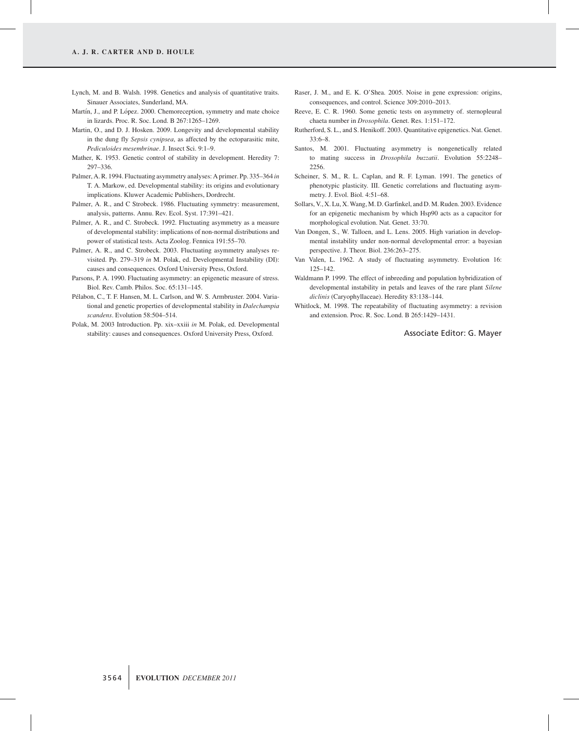Lynch, M. and B. Walsh. 1998. Genetics and analysis of quantitative traits. Sinauer Associates, Sunderland, MA.

Martín, J., and P. López. 2000. Chemoreception, symmetry and mate choice in lizards. Proc. R. Soc. Lond. B 267:1265–1269.

Martin, O., and D. J. Hosken. 2009. Longevity and developmental stability in the dung fly *Sepsis cynipsea*, as affected by the ectoparasitic mite, *Pediculoides mesembrinae*. J. Insect Sci. 9:1–9.

Mather, K. 1953. Genetic control of stability in development. Heredity 7: 297–336.

Palmer, A. R. 1994. Fluctuating asymmetry analyses: A primer. Pp. 335–364 *in* T. A. Markow, ed. Developmental stability: its origins and evolutionary implications. Kluwer Academic Publishers, Dordrecht.

Palmer, A. R., and C Strobeck. 1986. Fluctuating symmetry: measurement, analysis, patterns. Annu. Rev. Ecol. Syst. 17:391–421.

Palmer, A. R., and C. Strobeck. 1992. Fluctuating asymmetry as a measure of developmental stability: implications of non-normal distributions and power of statistical tests. Acta Zoolog. Fennica 191:55–70.

Palmer, A. R., and C. Strobeck. 2003. Fluctuating asymmetry analyses revisited. Pp. 279–319 *in* M. Polak, ed. Developmental Instability (DI): causes and consequences. Oxford University Press, Oxford.

Parsons, P. A. 1990. Fluctuating asymmetry: an epigenetic measure of stress. Biol. Rev. Camb. Philos. Soc. 65:131–145.

Pélabon, C., T. F. Hansen, M. L. Carlson, and W. S. Armbruster. 2004. Variational and genetic properties of developmental stability in *Dalechampia scandens*. Evolution 58:504–514.

Polak, M. 2003 Introduction. Pp. xix–xxiii *in* M. Polak, ed. Developmental stability: causes and consequences. Oxford University Press, Oxford.

Raser, J. M., and E. K. O'Shea. 2005. Noise in gene expression: origins, consequences, and control. Science 309:2010–2013.

Reeve, E. C. R. 1960. Some genetic tests on asymmetry of. sternopleural chaeta number in *Drosophila*. Genet. Res. 1:151–172.

Rutherford, S. L., and S. Henikoff. 2003. Quantitative epigenetics. Nat. Genet. 33:6–8.

Santos, M. 2001. Fluctuating asymmetry is nongenetically related to mating success in *Drosophila buzzatii*. Evolution 55:2248–2256.

Scheiner, S. M., R. L. Caplan, and R. F. Lyman. 1991. The genetics of phenotypic plasticity. III. Genetic correlations and fluctuating asymmetry. J. Evol. Biol. 4:51–68.

Sollars, V., X. Lu, X. Wang, M. D. Garfinkel, and D. M. Ruden. 2003. Evidence for an epigenetic mechanism by which Hsp90 acts as a capacitor for morphological evolution. Nat. Genet. 33:70.

Van Dongen, S., W. Talloen, and L. Lens. 2005. High variation in developmental instability under non-normal developmental error: a bayesian perspective. J. Theor. Biol. 236:263–275.

Van Valen, L. 1962. A study of fluctuating asymmetry. Evolution 16: 125–142.

Waldmann P. 1999. The effect of inbreeding and population hybridization of developmental instability in petals and leaves of the rare plant *Silene diclinis* (Caryophyllaceae). Heredity 83:138–144.

Whitlock, M. 1998. The repeatability of fluctuating asymmetry: a revision and extension. Proc. R. Soc. Lond. B 265:1429–1431.

Associate Editor: G. Mayer